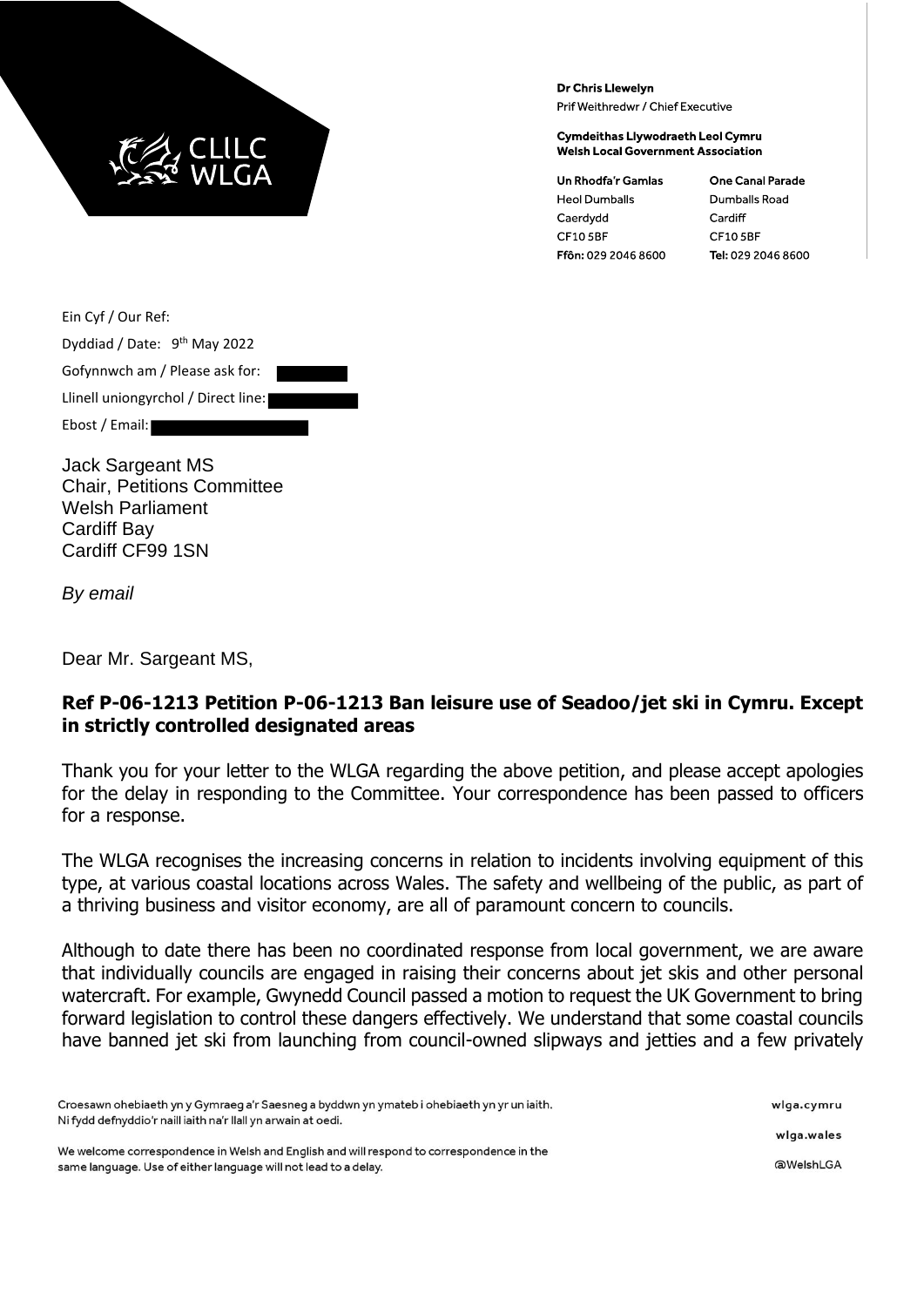**Dr Chris Llewelyn**
Prif Weithredwr / Chief Executive

**Cymdeithas Llywodraeth Leol Cymru**
**Welsh Local Government Association**

| Un Rhodfa'r Gamlas | One Canal Parade |
| --- | --- |
| Heol Dumballs | Dumballs Road |
| Caerdydd | Cardiff |
| CF10 5BF | CF10 5BF |
| **Ffôn:** 029 2046 8600 | **Tel:** 029 2046 8600 |

Ein Cyf / Our Ref:
Dyddiad / Date: 9th May 2022
Gofynnwch am / Please ask for:
Llinell uniongyrchol / Direct line:
Ebost / Email:

Jack Sargeant MS
Chair, Petitions Committee
Welsh Parliament
Cardiff Bay
Cardiff CF99 1SN

*By email*

Dear Mr. Sargeant MS,

**Ref P-06-1213 Petition P-06-1213 Ban leisure use of Seadoo/jet ski in Cymru. Except in strictly controlled designated areas**

Thank you for your letter to the WLGA regarding the above petition, and please accept apologies for the delay in responding to the Committee. Your correspondence has been passed to officers for a response.

The WLGA recognises the increasing concerns in relation to incidents involving equipment of this type, at various coastal locations across Wales. The safety and wellbeing of the public, as part of a thriving business and visitor economy, are all of paramount concern to councils.

Although to date there has been no coordinated response from local government, we are aware that individually councils are engaged in raising their concerns about jet skis and other personal watercraft. For example, Gwynedd Council passed a motion to request the UK Government to bring forward legislation to control these dangers effectively. We understand that some coastal councils have banned jet ski from launching from council-owned slipways and jetties and a few privately

Croesawn ohebiaeth yn y Gymraeg a'r Saesneg a byddwn yn ymateb i ohebiaeth yn yr un iaith. Ni fydd defnyddio'r naill iaith na'r llall yn arwain at oedi.

We welcome correspondence in Welsh and English and will respond to correspondence in the same language. Use of either language will not lead to a delay.

wlga.cymru
wlga.wales
@WelshLGA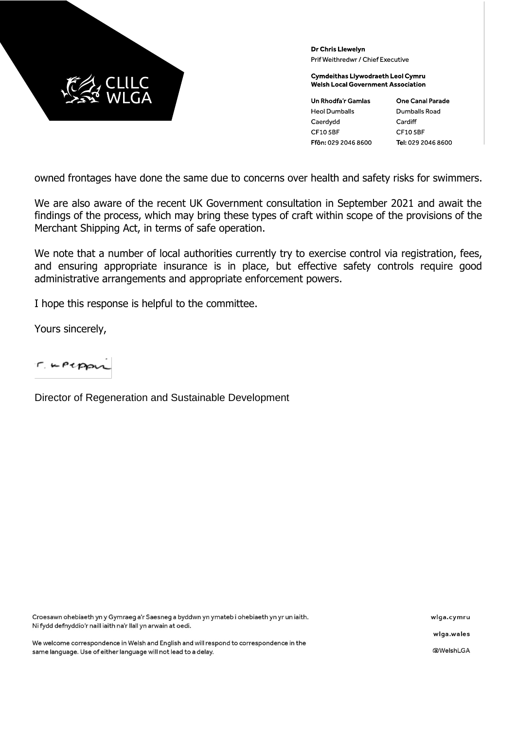**Dr Chris Llewelyn**
Prif Weithredwr / Chief Executive

**Cymdeithas Llywodraeth Leol Cymru**
**Welsh Local Government Association**

| Un Rhodfa'r Gamlas | One Canal Parade |
| --- | --- |
| Heol Dumballs | Dumballs Road |
| Caerdydd | Cardiff |
| CF10 5BF | CF10 5BF |
| **Ffôn:** 029 2046 8600 | **Tel:** 029 2046 8600 |

owned frontages have done the same due to concerns over health and safety risks for swimmers.

We are also aware of the recent UK Government consultation in September 2021 and await the findings of the process, which may bring these types of craft within scope of the provisions of the Merchant Shipping Act, in terms of safe operation.

We note that a number of local authorities currently try to exercise control via registration, fees, and ensuring appropriate insurance is in place, but effective safety controls require good administrative arrangements and appropriate enforcement powers.

I hope this response is helpful to the committee.

Yours sincerely,

Director of Regeneration and Sustainable Development

Croesawn ohebiaeth yn y Gymraeg a'r Saesneg a byddwn yn ymateb i ohebiaeth yn yr un iaith. Ni fydd defnyddio'r naill iaith na'r llall yn arwain at oedi.

We welcome correspondence in Welsh and English and will respond to correspondence in the same language. Use of either language will not lead to a delay.

wlga.cymru
wlga.wales
@WelshLGA